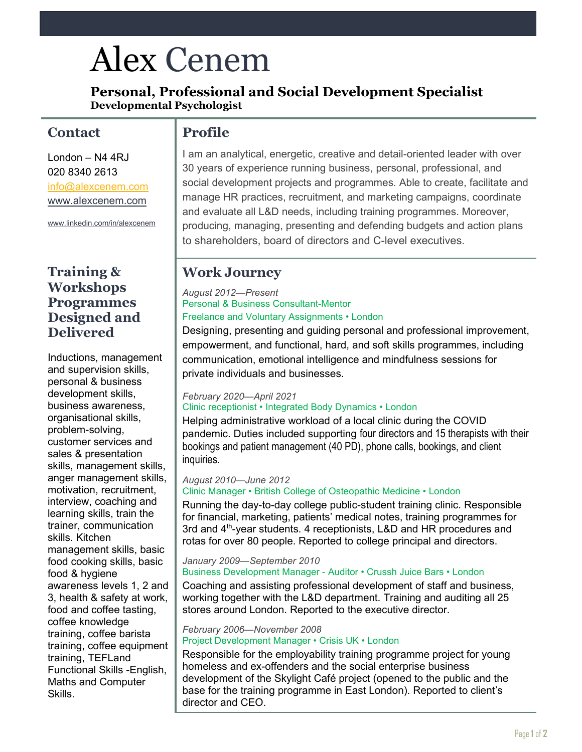# Alex Cenem

**Personal, Professional and Social Development Specialist**
**Developmental Psychologist**

## Contact

London – N4 4RJ
020 8340 2613
info@alexcenem.com
www.alexcenem.com

www.linkedin.com/in/alexcenem

## Training & Workshops Programmes Designed and Delivered

Inductions, management and supervision skills, personal & business development skills, business awareness, organisational skills, problem-solving, customer services and sales & presentation skills, management skills, anger management skills, motivation, recruitment, interview, coaching and learning skills, train the trainer, communication skills. Kitchen management skills, basic food cooking skills, basic food & hygiene awareness levels 1, 2 and 3, health & safety at work, food and coffee tasting, coffee knowledge training, coffee barista training, coffee equipment training, TEFLand Functional Skills -English, Maths and Computer Skills.

## Profile

I am an analytical, energetic, creative and detail-oriented leader with over 30 years of experience running business, personal, professional, and social development projects and programmes. Able to create, facilitate and manage HR practices, recruitment, and marketing campaigns, coordinate and evaluate all L&D needs, including training programmes. Moreover, producing, managing, presenting and defending budgets and action plans to shareholders, board of directors and C-level executives.

## Work Journey

*August 2012—Present*
Personal & Business Consultant-Mentor
Freelance and Voluntary Assignments • London

Designing, presenting and guiding personal and professional improvement, empowerment, and functional, hard, and soft skills programmes, including communication, emotional intelligence and mindfulness sessions for private individuals and businesses.

*February 2020—April 2021*
Clinic receptionist • Integrated Body Dynamics • London

Helping administrative workload of a local clinic during the COVID pandemic. Duties included supporting four directors and 15 therapists with their bookings and patient management (40 PD), phone calls, bookings, and client inquiries.

*August 2010—June 2012*
Clinic Manager • British College of Osteopathic Medicine • London

Running the day-to-day college public-student training clinic. Responsible for financial, marketing, patients' medical notes, training programmes for 3rd and 4th-year students. 4 receptionists, L&D and HR procedures and rotas for over 80 people. Reported to college principal and directors.

*January 2009—September 2010*
Business Development Manager - Auditor • Crussh Juice Bars • London

Coaching and assisting professional development of staff and business, working together with the L&D department. Training and auditing all 25 stores around London. Reported to the executive director.

*February 2006—November 2008*
Project Development Manager • Crisis UK • London

Responsible for the employability training programme project for young homeless and ex-offenders and the social enterprise business development of the Skylight Café project (opened to the public and the base for the training programme in East London). Reported to client's director and CEO.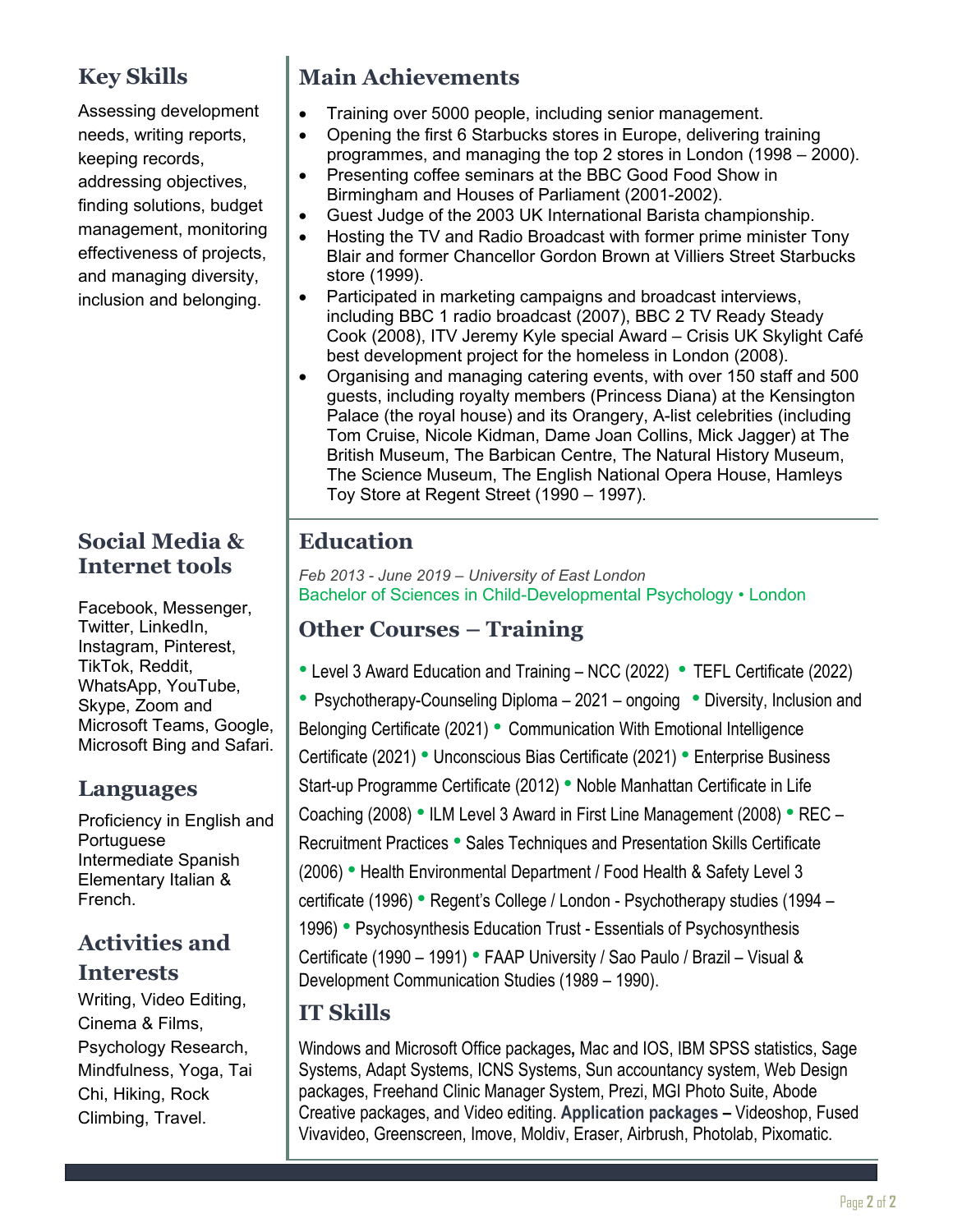## Key Skills

Assessing development needs, writing reports, keeping records, addressing objectives, finding solutions, budget management, monitoring effectiveness of projects, and managing diversity, inclusion and belonging.

## Social Media & Internet tools

Facebook, Messenger, Twitter, LinkedIn, Instagram, Pinterest, TikTok, Reddit, WhatsApp, YouTube, Skype, Zoom and Microsoft Teams, Google, Microsoft Bing and Safari.

## Languages

Proficiency in English and Portuguese
Intermediate Spanish
Elementary Italian & French.

## Activities and Interests

Writing, Video Editing, Cinema & Films, Psychology Research, Mindfulness, Yoga, Tai Chi, Hiking, Rock Climbing, Travel.

## Main Achievements

- Training over 5000 people, including senior management.
- Opening the first 6 Starbucks stores in Europe, delivering training programmes, and managing the top 2 stores in London (1998 – 2000).
- Presenting coffee seminars at the BBC Good Food Show in Birmingham and Houses of Parliament (2001-2002).
- Guest Judge of the 2003 UK International Barista championship.
- Hosting the TV and Radio Broadcast with former prime minister Tony Blair and former Chancellor Gordon Brown at Villiers Street Starbucks store (1999).
- Participated in marketing campaigns and broadcast interviews, including BBC 1 radio broadcast (2007), BBC 2 TV Ready Steady Cook (2008), ITV Jeremy Kyle special Award – Crisis UK Skylight Café best development project for the homeless in London (2008).
- Organising and managing catering events, with over 150 staff and 500 guests, including royalty members (Princess Diana) at the Kensington Palace (the royal house) and its Orangery, A-list celebrities (including Tom Cruise, Nicole Kidman, Dame Joan Collins, Mick Jagger) at The British Museum, The Barbican Centre, The Natural History Museum, The Science Museum, The English National Opera House, Hamleys Toy Store at Regent Street (1990 – 1997).

## Education

*Feb 2013 - June 2019 – University of East London*
Bachelor of Sciences in Child-Developmental Psychology • London

## Other Courses – Training

• Level 3 Award Education and Training – NCC (2022) • TEFL Certificate (2022) • Psychotherapy-Counseling Diploma – 2021 – ongoing • Diversity, Inclusion and Belonging Certificate (2021) • Communication With Emotional Intelligence Certificate (2021) • Unconscious Bias Certificate (2021) • Enterprise Business Start-up Programme Certificate (2012) • Noble Manhattan Certificate in Life Coaching (2008) • ILM Level 3 Award in First Line Management (2008) • REC – Recruitment Practices • Sales Techniques and Presentation Skills Certificate (2006) • Health Environmental Department / Food Health & Safety Level 3 certificate (1996) • Regent's College / London - Psychotherapy studies (1994 – 1996) • Psychosynthesis Education Trust - Essentials of Psychosynthesis Certificate (1990 – 1991) • FAAP University / Sao Paulo / Brazil – Visual & Development Communication Studies (1989 – 1990).

## IT Skills

Windows and Microsoft Office packages**,** Mac and IOS, IBM SPSS statistics, Sage Systems, Adapt Systems, ICNS Systems, Sun accountancy system, Web Design packages, Freehand Clinic Manager System, Prezi, MGI Photo Suite, Abode Creative packages, and Video editing. **Application packages –** Videoshop, Fused Vivavideo, Greenscreen, Imove, Moldiv, Eraser, Airbrush, Photolab, Pixomatic.